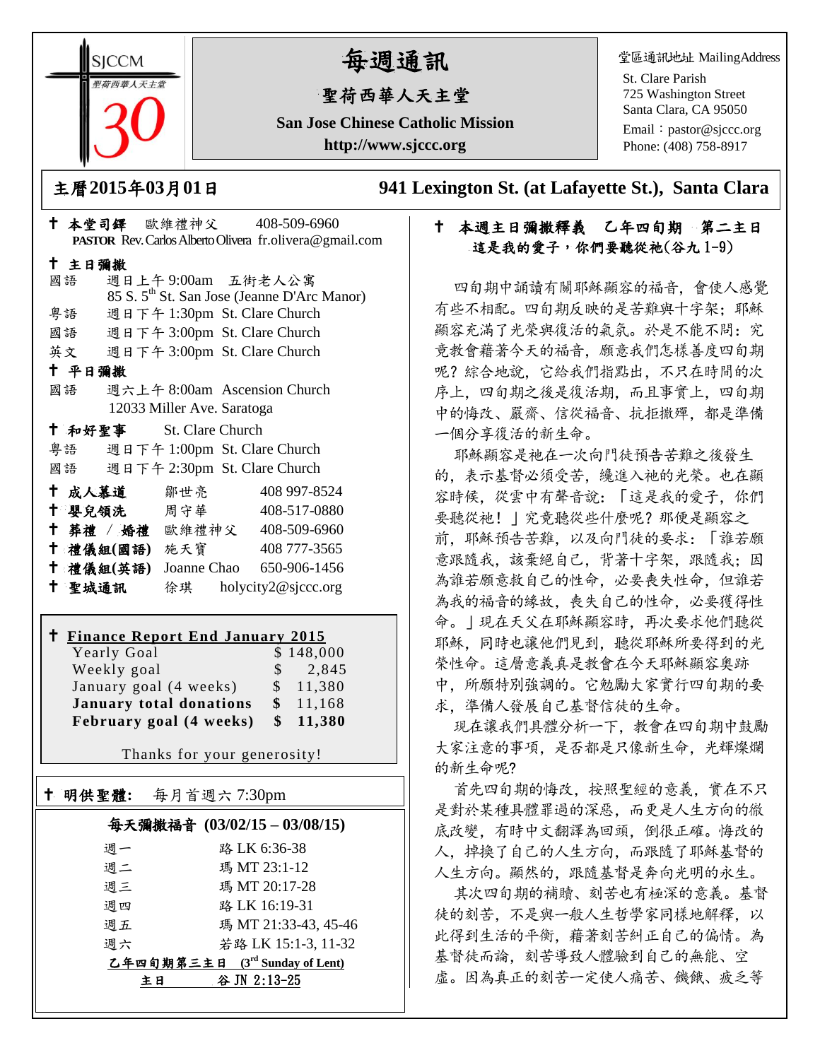SJCCM 聖荷西華人天主堂 30

# 每週通訊

## 聖荷西華人天主堂

**San Jose Chinese Catholic Mission**

**http://www.sjccc.org**

堂區通訊地址 MailingAddress

St. Clare Parish
725 Washington Street
Santa Clara, CA 95050
Email：pastor@sjccc.org
Phone: (408) 758-8917

**主曆2015年03月01日** **941 Lexington St. (at Lafayette St.), Santa Clara**

**✝ 本堂司鐸** 歐維禮神父 408-509-6960
**PASTOR** Rev. Carlos Alberto Olivera fr.olivera@gmail.com

**✝ 主日彌撒**

國語 週日上午 9:00am 五街老人公寓
85 S. 5th St. San Jose (Jeanne D'Arc Manor)

粵語 週日下午 1:30pm St. Clare Church

國語 週日下午 3:00pm St. Clare Church

英文 週日下午 3:00pm St. Clare Church

**✝ 平日彌撒**

國語 週六上午 8:00am Ascension Church
12033 Miller Ave. Saratoga

**✝ 和好聖事** St. Clare Church

粵語 週日下午 1:00pm St. Clare Church

國語 週日下午 2:30pm St. Clare Church

| | | |
|---|---|---|
| ✝ 成人慕道 | 鄒世亮 | 408 997-8524 |
| ✝ 嬰兒領洗 | 周守華 | 408-517-0880 |
| ✝ 葬禮 / 婚禮 | 歐維禮神父 | 408-509-6960 |
| ✝ 禮儀組(國語) | 施天寶 | 408 777-3565 |
| ✝ 禮儀組(英語) | Joanne Chao | 650-906-1456 |
| ✝ 聖城通訊 | 徐琪 | holycity2@sjccc.org |

**✝ Finance Report End January 2015**

| | |
|---|---|
| Yearly Goal | $ 148,000 |
| Weekly goal | $ 2,845 |
| January goal (4 weeks) | $ 11,380 |
| **January total donations** | **$ 11,168** |
| **February goal (4 weeks)** | **$ 11,380** |

Thanks for your generosity!

**✝ 明供聖體:** 每月首週六 7:30pm

**每天彌撒福音 (03/02/15 – 03/08/15)**

| | |
|---|---|
| 週一 | 路 LK 6:36-38 |
| 週二 | 瑪 MT 23:1-12 |
| 週三 | 瑪 MT 20:17-28 |
| 週四 | 路 LK 16:19-31 |
| 週五 | 瑪 MT 21:33-43, 45-46 |
| 週六 | 若路 LK 15:1-3, 11-32 |

**乙年四旬期第三主日 (3rd Sunday of Lent)**

**主日** 谷 JN 2:13-25

**✝ 本週主日彌撒釋義 乙年四旬期 第二主日**
**這是我的愛子，你們要聽從祂(谷九 1-9)**

四旬期中誦讀有關耶穌顯容的福音，會使人感覺有些不相配。四旬期反映的是苦難與十字架；耶穌顯容充滿了光榮與復活的氣氛。於是不能不問：究竟教會藉著今天的福音，願意我們怎樣善度四旬期呢？綜合地說，它給我們指點出，不只在時間的次序上，四旬期之後是復活期，而且事實上，四旬期中的悔改、嚴齋、信從福音、抗拒撒殫，都是準備一個分享復活的新生命。

耶穌顯容是祂在一次向門徒預告苦難之後發生的，表示基督必須受苦，纔進入祂的光榮。也在顯容時候，從雲中有聲音說：「這是我的愛子，你們要聽從祂！」究竟聽從些什麼呢？那便是顯容之前，耶穌預告苦難，以及向門徒的要求：「誰若願意跟隨我，該棄絕自己，背著十字架，跟隨我；因為誰若願意救自己的性命，必要喪失性命，但誰若為我的福音的緣故，喪失自己的性命，必要獲得性命。」現在天父在耶穌顯容時，再次要求他們聽從耶穌，同時也讓他們見到，聽從耶穌所要得到的光榮性命。這層意義真是教會在今天耶穌顯容奧跡中，所願特別強調的。它勉勵大家實行四旬期的要求，準備人發展自己基督信徒的生命。

現在讓我們具體分析一下，教會在四旬期中鼓勵大家注意的事項，是否都是只像新生命，光輝燦爛的新生命呢？

首先四旬期的悔改，按照聖經的意義，實在不只是對於某種具體罪過的深惡，而更是人生方向的徹底改變，有時中文翻譯為回頭，倒很正確。悔改的人，掉換了自己的人生方向，而跟隨了耶穌基督的人生方向。顯然的，跟隨基督是奔向光明的永生。

其次四旬期的補贖、刻苦也有極深的意義。基督徒的刻苦，不是與一般人生哲學家同樣地解釋，以此得到生活的平衡，藉著刻苦糾正自己的偏情。為基督徒而論，刻苦導致人體驗到自己的無能、空虛。因為真正的刻苦一定使人痛苦、饑餓、疲乏等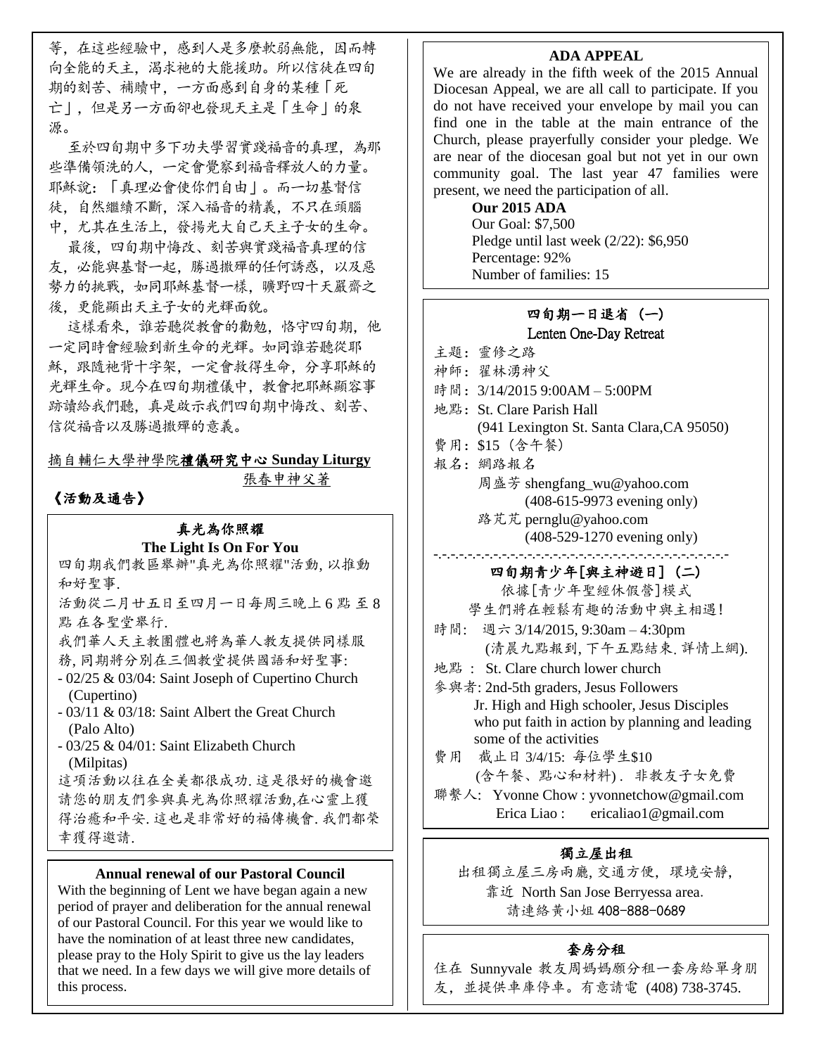等，在這些經驗中，感到人是多麼軟弱無能，因而轉向全能的天主，渴求祂的大能援助。所以信徒在四旬期的刻苦、補贖中，一方面感到自身的某種「死亡」，但是另一方面卻也發現天主是「生命」的泉源。

至於四旬期中多下功夫學習實踐福音的真理，為那些準備領洗的人，一定會覺察到福音釋放人的力量。耶穌說：「真理必會使你們自由」。而一切基督信徒，自然繼續不斷，深入福音的精義，不只在頭腦中，尤其在生活上，發揚光大自己天主子女的生命。

最後，四旬期中悔改、刻苦與實踐福音真理的信友，必能與基督一起，勝過撒殫的任何誘惑，以及惡勢力的挑戰，如同耶穌基督一樣，曠野四十天嚴齋之後，更能顯出天主子女的光輝面貌。

這樣看來，誰若聽從教會的勸勉，恪守四旬期，他一定同時會經驗到新生命的光輝。如同誰若聽從耶穌，跟隨祂背十字架，一定會救得生命，分享耶穌的光輝生命。現今在四旬期禮儀中，教會把耶穌顯容事跡讀給我們聽，真是啟示我們四旬期中悔改、刻苦、信從福音以及勝過撒殫的意義。

摘自輔仁大學神學院**禮儀研究中心 Sunday Liturgy**
張春申神父著

## 《活動及通告》

### 真光為你照耀
### The Light Is On For You

四旬期我們教區舉辦"真光為你照耀"活動, 以推動和好聖事.

活動從二月廿五日至四月一日每周三晚上 6 點 至 8 點 在各聖堂舉行.

我們華人天主教團體也將為華人教友提供同樣服務, 同期將分別在三個教堂提供國語和好聖事:

- 02/25 & 03/04: Saint Joseph of Cupertino Church (Cupertino)
- 03/11 & 03/18: Saint Albert the Great Church (Palo Alto)
- 03/25 & 04/01: Saint Elizabeth Church (Milpitas)

這項活動以往在全美都很成功. 這是很好的機會邀請您的朋友們參與真光為你照耀活動,在心靈上獲得治癒和平安. 這也是非常好的福傳機會. 我們都榮幸獲得邀請.

### Annual renewal of our Pastoral Council

With the beginning of Lent we have began again a new period of prayer and deliberation for the annual renewal of our Pastoral Council. For this year we would like to have the nomination of at least three new candidates, please pray to the Holy Spirit to give us the lay leaders that we need. In a few days we will give more details of this process.

### ADA APPEAL

We are already in the fifth week of the 2015 Annual Diocesan Appeal, we are all call to participate. If you do not have received your envelope by mail you can find one in the table at the main entrance of the Church, please prayerfully consider your pledge. We are near of the diocesan goal but not yet in our own community goal. The last year 47 families were present, we need the participation of all.

**Our 2015 ADA**
Our Goal: $7,500
Pledge until last week (2/22): $6,950
Percentage: 92%
Number of families: 15

### 四旬期一日退省 (一)
### Lenten One-Day Retreat

主題：靈修之路
神師：翟林湧神父
時間：3/14/2015 9:00AM – 5:00PM
地點：St. Clare Parish Hall
(941 Lexington St. Santa Clara,CA 95050)
費用：$15（含午餐）
報名：網路報名
周盛芳 shengfang_wu@yahoo.com
(408-615-9973 evening only)
路芃芃 pernglu@yahoo.com
(408-529-1270 evening only)

### 四旬期青少年[與主神遊日] (二)

依據[青少年聖經休假營]模式
學生們將在輕鬆有趣的活動中與主相遇!

時間： 週六 3/14/2015, 9:30am – 4:30pm
(清晨九點報到, 下午五點結束. 詳情上網).
地點 ： St. Clare church lower church
參與者: 2nd-5th graders, Jesus Followers
Jr. High and High schooler, Jesus Disciples who put faith in action by planning and leading some of the activities
費用　截止日 3/4/15: 每位學生$10
(含午餐、點心和材料) . 非教友子女免費
聯繫人: Yvonne Chow : yvonnetchow@gmail.com
Erica Liao : ericaliao1@gmail.com

### 獨立屋出租

出租獨立屋三房兩廳, 交通方便，環境安靜,
靠近 North San Jose Berryessa area.
請連絡黃小姐 408-888-0689

### 套房分租

住在 Sunnyvale 教友周媽媽願分租一套房給單身朋友，並提供車庫停車。有意請電 (408) 738-3745.